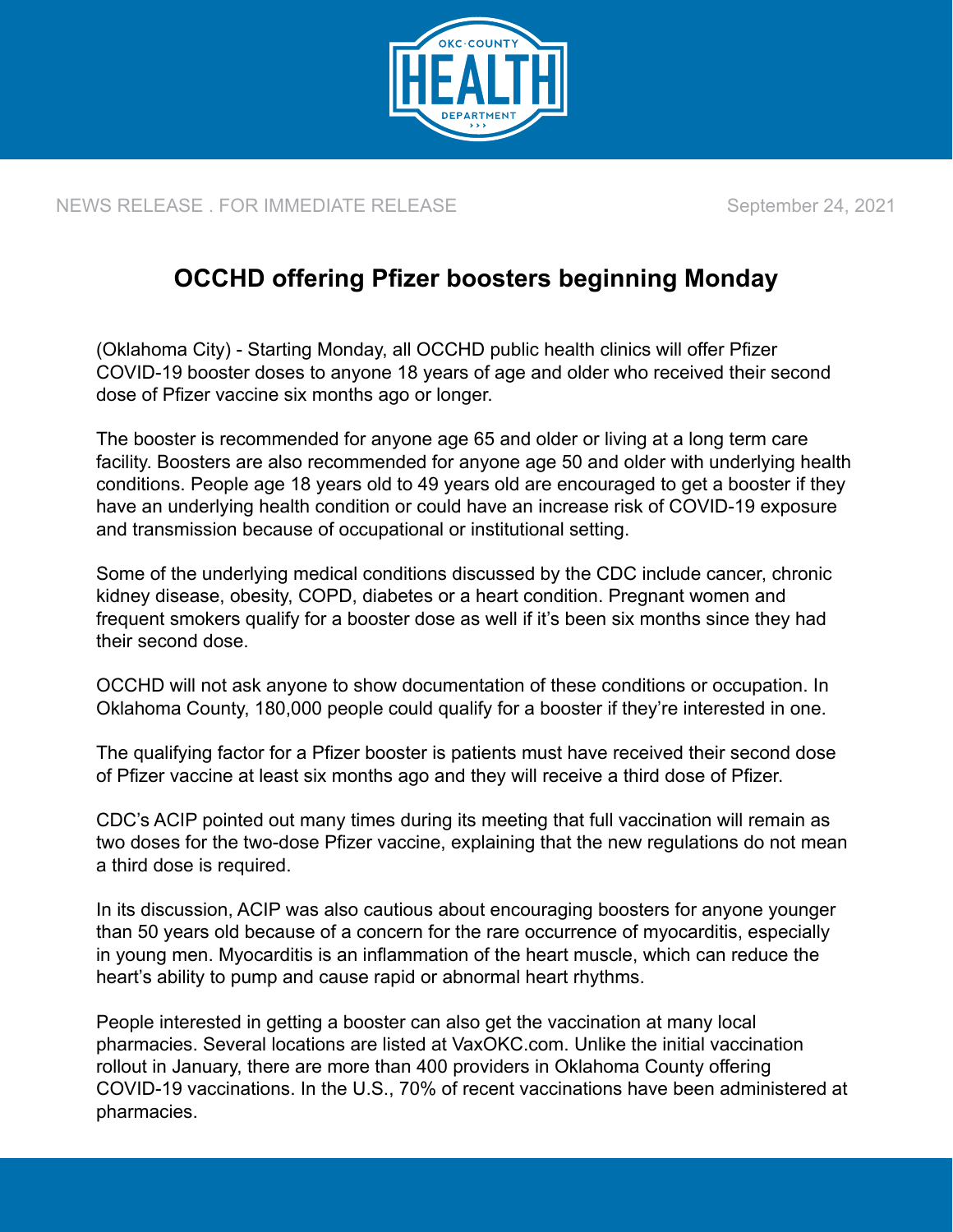NEWS RELEASE . FOR IMMEDIATE RELEASE

September 24, 2021

# OCCHD offering Pfizer boosters beginning Monday

(Oklahoma City) - Starting Monday, all OCCHD public health clinics will offer Pfizer COVID-19 booster doses to anyone 18 years of age and older who received their second dose of Pfizer vaccine six months ago or longer.

The booster is recommended for anyone age 65 and older or living at a long term care facility. Boosters are also recommended for anyone age 50 and older with underlying health conditions. People age 18 years old to 49 years old are encouraged to get a booster if they have an underlying health condition or could have an increase risk of COVID-19 exposure and transmission because of occupational or institutional setting.

Some of the underlying medical conditions discussed by the CDC include cancer, chronic kidney disease, obesity, COPD, diabetes or a heart condition. Pregnant women and frequent smokers qualify for a booster dose as well if it's been six months since they had their second dose.

OCCHD will not ask anyone to show documentation of these conditions or occupation. In Oklahoma County, 180,000 people could qualify for a booster if they're interested in one.

The qualifying factor for a Pfizer booster is patients must have received their second dose of Pfizer vaccine at least six months ago and they will receive a third dose of Pfizer.

CDC's ACIP pointed out many times during its meeting that full vaccination will remain as two doses for the two-dose Pfizer vaccine, explaining that the new regulations do not mean a third dose is required.

In its discussion, ACIP was also cautious about encouraging boosters for anyone younger than 50 years old because of a concern for the rare occurrence of myocarditis, especially in young men. Myocarditis is an inflammation of the heart muscle, which can reduce the heart's ability to pump and cause rapid or abnormal heart rhythms.

People interested in getting a booster can also get the vaccination at many local pharmacies. Several locations are listed at VaxOKC.com. Unlike the initial vaccination rollout in January, there are more than 400 providers in Oklahoma County offering COVID-19 vaccinations. In the U.S., 70% of recent vaccinations have been administered at pharmacies.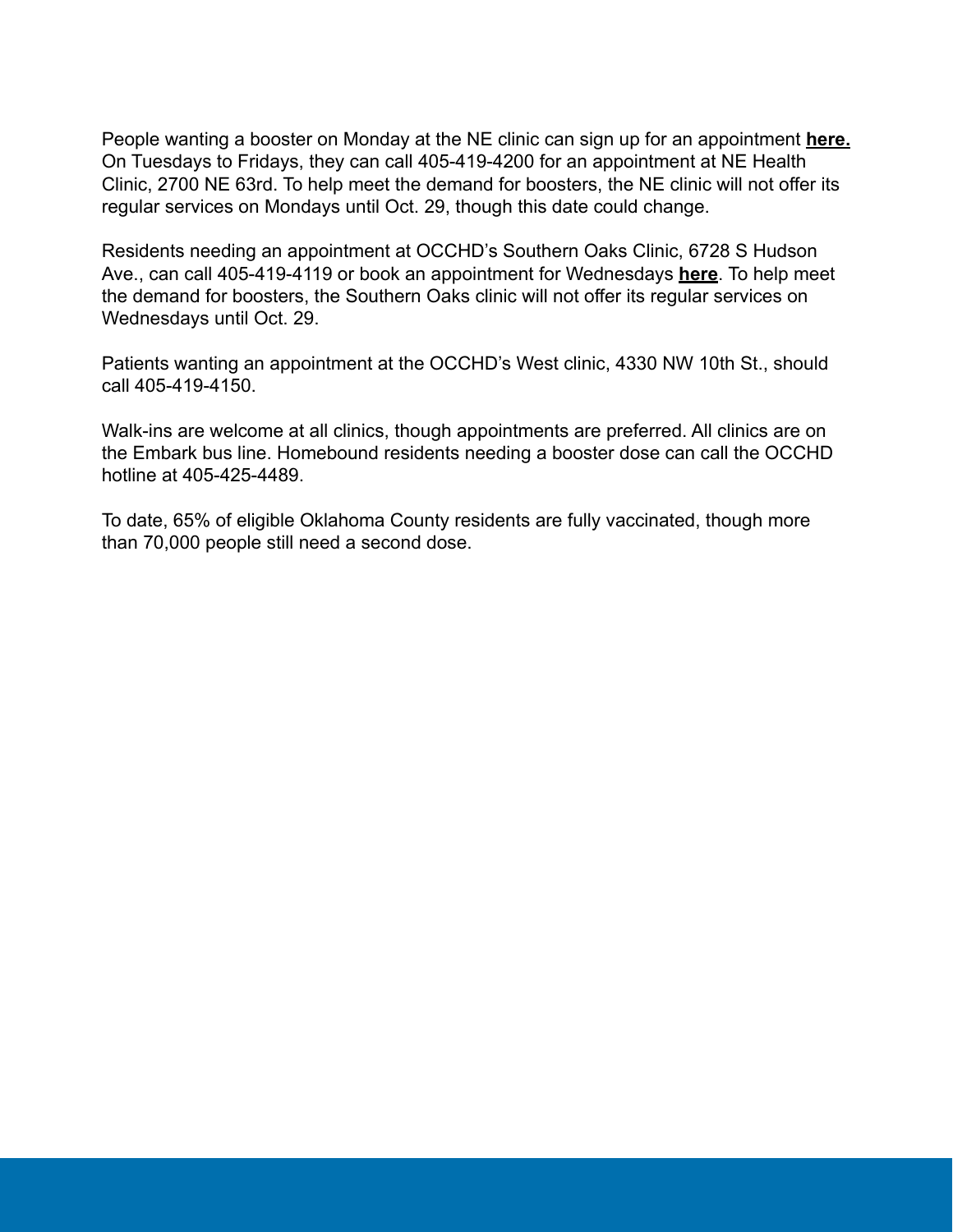People wanting a booster on Monday at the NE clinic can sign up for an appointment **here.** On Tuesdays to Fridays, they can call 405-419-4200 for an appointment at NE Health Clinic, 2700 NE 63rd. To help meet the demand for boosters, the NE clinic will not offer its regular services on Mondays until Oct. 29, though this date could change.

Residents needing an appointment at OCCHD's Southern Oaks Clinic, 6728 S Hudson Ave., can call 405-419-4119 or book an appointment for Wednesdays **here**. To help meet the demand for boosters, the Southern Oaks clinic will not offer its regular services on Wednesdays until Oct. 29.

Patients wanting an appointment at the OCCHD's West clinic, 4330 NW 10th St., should call 405-419-4150.

Walk-ins are welcome at all clinics, though appointments are preferred. All clinics are on the Embark bus line. Homebound residents needing a booster dose can call the OCCHD hotline at 405-425-4489.

To date, 65% of eligible Oklahoma County residents are fully vaccinated, though more than 70,000 people still need a second dose.